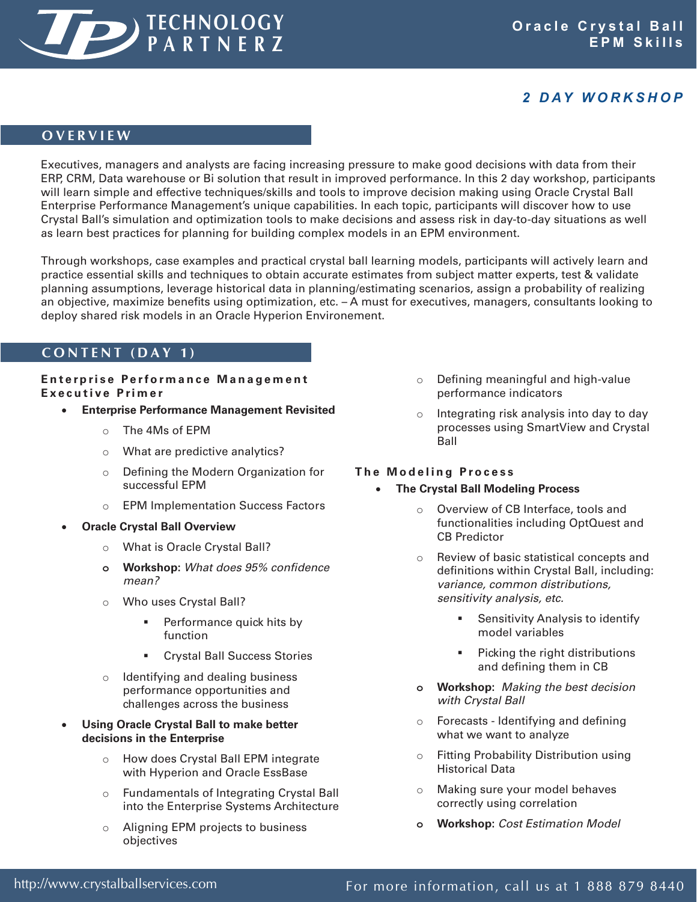# Oracle Crystal Ball EPM Skills

## 2 DAY WORKSHOP

## OVERVIEW

Executives, managers and analysts are facing increasing pressure to make good decisions with data from their ERP, CRM, Data warehouse or Bi solution that result in improved performance. In this 2 day workshop, participants will learn simple and effective techniques/skills and tools to improve decision making using Oracle Crystal Ball Enterprise Performance Management's unique capabilities. In each topic, participants will discover how to use Crystal Ball's simulation and optimization tools to make decisions and assess risk in day-to-day situations as well as learn best practices for planning for building complex models in an EPM environment.

Through workshops, case examples and practical crystal ball learning models, participants will actively learn and practice essential skills and techniques to obtain accurate estimates from subject matter experts, test & validate planning assumptions, leverage historical data in planning/estimating scenarios, assign a probability of realizing an objective, maximize benefits using optimization, etc. – A must for executives, managers, consultants looking to deploy shared risk models in an Oracle Hyperion Environement.

## CONTENT (DAY 1)

### Enterprise Performance Management Executive Primer

- **Enterprise Performance Management Revisited**
  - The 4Ms of EPM
  - What are predictive analytics?
  - Defining the Modern Organization for successful EPM
  - EPM Implementation Success Factors
- **Oracle Crystal Ball Overview**
  - What is Oracle Crystal Ball?
  - **Workshop:** *What does 95% confidence mean?*
  - Who uses Crystal Ball?
    - Performance quick hits by function
    - Crystal Ball Success Stories
  - Identifying and dealing business performance opportunities and challenges across the business
- **Using Oracle Crystal Ball to make better decisions in the Enterprise**
  - How does Crystal Ball EPM integrate with Hyperion and Oracle EssBase
  - Fundamentals of Integrating Crystal Ball into the Enterprise Systems Architecture
  - Aligning EPM projects to business objectives
  - Defining meaningful and high-value performance indicators
  - Integrating risk analysis into day to day processes using SmartView and Crystal Ball

### The Modeling Process

- **The Crystal Ball Modeling Process**
  - Overview of CB Interface, tools and functionalities including OptQuest and CB Predictor
  - Review of basic statistical concepts and definitions within Crystal Ball, including: *variance, common distributions, sensitivity analysis, etc.*
    - Sensitivity Analysis to identify model variables
    - Picking the right distributions and defining them in CB
  - **Workshop:** *Making the best decision with Crystal Ball*
  - Forecasts - Identifying and defining what we want to analyze
  - Fitting Probability Distribution using Historical Data
  - Making sure your model behaves correctly using correlation
  - **Workshop:** *Cost Estimation Model*

http://www.crystalballservices.com — For more information, call us at 1 888 879 8440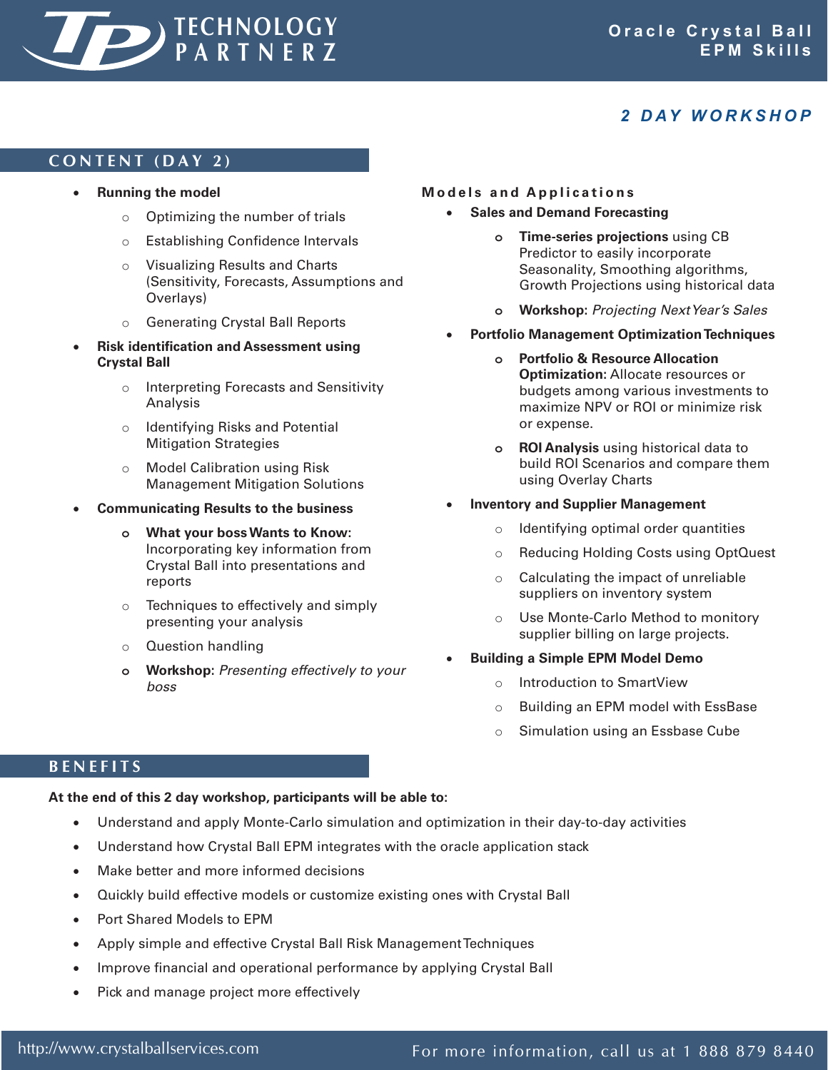## CONTENT (DAY 2)

- **Running the model**
  - Optimizing the number of trials
  - Establishing Confidence Intervals
  - Visualizing Results and Charts (Sensitivity, Forecasts, Assumptions and Overlays)
  - Generating Crystal Ball Reports
- **Risk identification and Assessment using Crystal Ball**
  - Interpreting Forecasts and Sensitivity Analysis
  - Identifying Risks and Potential Mitigation Strategies
  - Model Calibration using Risk Management Mitigation Solutions
- **Communicating Results to the business**
  - **What your boss Wants to Know:** Incorporating key information from Crystal Ball into presentations and reports
  - Techniques to effectively and simply presenting your analysis
  - Question handling
  - **Workshop:** *Presenting effectively to your boss*

### Models and Applications

- **Sales and Demand Forecasting**
  - **Time-series projections** using CB Predictor to easily incorporate Seasonality, Smoothing algorithms, Growth Projections using historical data
  - **Workshop:** *Projecting Next Year's Sales*
- **Portfolio Management Optimization Techniques**
  - **Portfolio & Resource Allocation Optimization:** Allocate resources or budgets among various investments to maximize NPV or ROI or minimize risk or expense.
  - **ROI Analysis** using historical data to build ROI Scenarios and compare them using Overlay Charts
- **Inventory and Supplier Management**
  - Identifying optimal order quantities
  - Reducing Holding Costs using OptQuest
  - Calculating the impact of unreliable suppliers on inventory system
  - Use Monte-Carlo Method to monitory supplier billing on large projects.
- **Building a Simple EPM Model Demo**
  - Introduction to SmartView
  - Building an EPM model with EssBase
  - Simulation using an Essbase Cube

## BENEFITS

**At the end of this 2 day workshop, participants will be able to:**

- Understand and apply Monte-Carlo simulation and optimization in their day-to-day activities
- Understand how Crystal Ball EPM integrates with the oracle application stack
- Make better and more informed decisions
- Quickly build effective models or customize existing ones with Crystal Ball
- Port Shared Models to EPM
- Apply simple and effective Crystal Ball Risk Management Techniques
- Improve financial and operational performance by applying Crystal Ball
- Pick and manage project more effectively